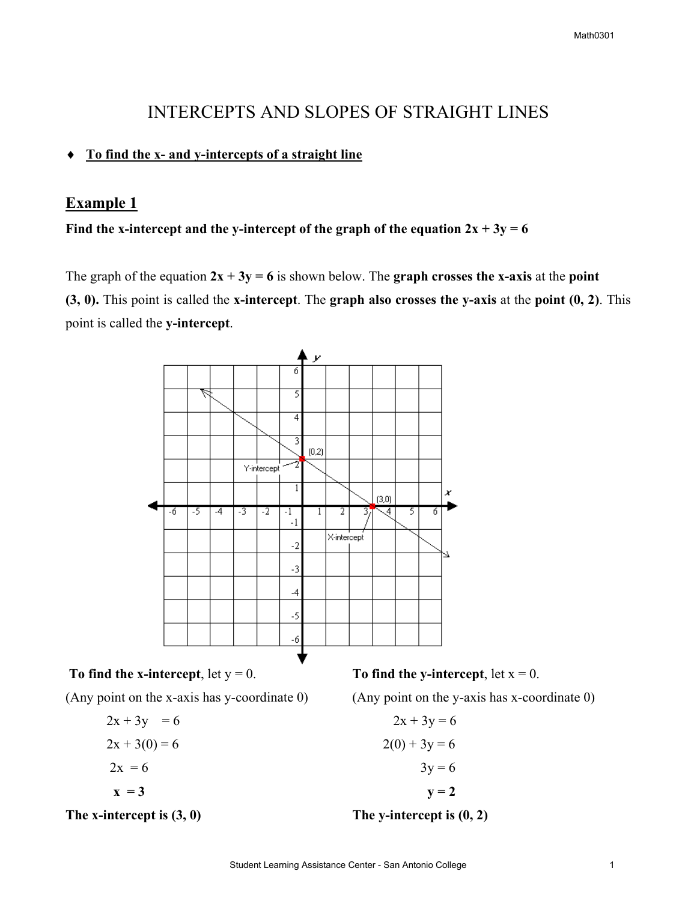# INTERCEPTS AND SLOPES OF STRAIGHT LINES

♦ **To find the x- and y-intercepts of a straight line**

## Example 1

**Find the x-intercept and the y-intercept of the graph of the equation 2x + 3y = 6**

The graph of the equation **2x + 3y = 6** is shown below. The **graph crosses the x-axis** at the **point (3, 0).** This point is called the **x-intercept**. The **graph also crosses the y-axis** at the **point (0, 2)**. This point is called the **y-intercept**.

**To find the x-intercept**, let y = 0.
(Any point on the x-axis has y-coordinate 0)

$$2x + 3y = 6$$
$$2x + 3(0) = 6$$
$$2x = 6$$
$$\mathbf{x = 3}$$

**The x-intercept is (3, 0)**

**To find the y-intercept**, let x = 0.
(Any point on the y-axis has x-coordinate 0)

$$2x + 3y = 6$$
$$2(0) + 3y = 6$$
$$3y = 6$$
$$\mathbf{y = 2}$$

**The y-intercept is (0, 2)**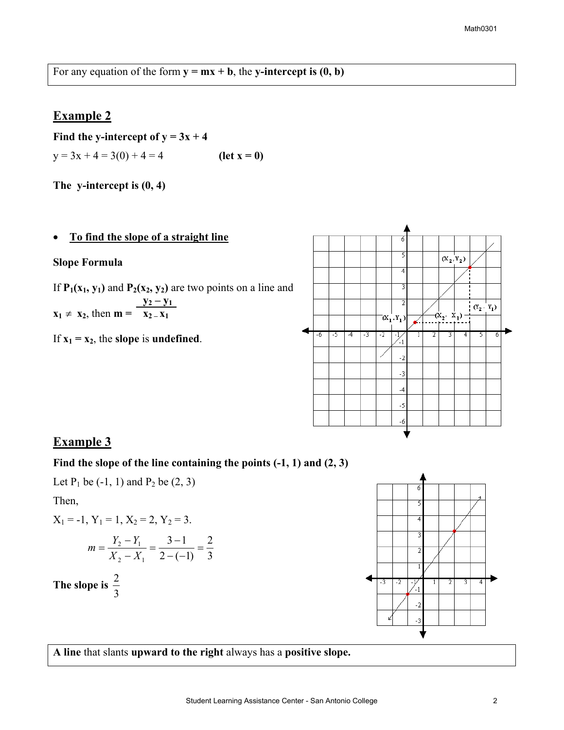For any equation of the form **y = mx + b**, the **y-intercept is (0, b)**

## Example 2

**Find the y-intercept of y = 3x + 4**

$y = 3x + 4 = 3(0) + 4 = 4$ **(let x = 0)**

**The y-intercept is (0, 4)**

- **To find the slope of a straight line**

**Slope Formula**

If $P_1(x_1, y_1)$ and $P_2(x_2, y_2)$ are two points on a line and $x_1 \neq x_2$, then $m = \dfrac{y_2 - y_1}{x_2 - x_1}$

If $x_1 = x_2$, the **slope** is **undefined**.

## Example 3

**Find the slope of the line containing the points (-1, 1) and (2, 3)**

Let $P_1$ be (-1, 1) and $P_2$ be (2, 3)

Then,

$X_1 = -1$, $Y_1 = 1$, $X_2 = 2$, $Y_2 = 3$.

$$m = \frac{Y_2 - Y_1}{X_2 - X_1} = \frac{3 - 1}{2 - (-1)} = \frac{2}{3}$$

**The slope is** $\dfrac{2}{3}$

**A line** that slants **upward to the right** always has a **positive slope.**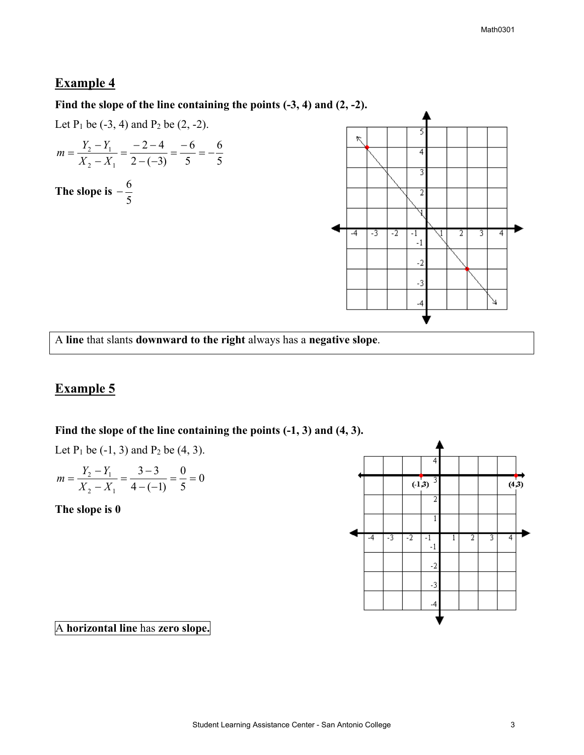## Example 4

**Find the slope of the line containing the points (-3, 4) and (2, -2).**

Let $P_1$ be (-3, 4) and $P_2$ be (2, -2).

$$m = \frac{Y_2 - Y_1}{X_2 - X_1} = \frac{-2-4}{2-(-3)} = \frac{-6}{5} = -\frac{6}{5}$$

**The slope is** $-\frac{6}{5}$

A **line** that slants **downward to the right** always has a **negative slope**.

## Example 5

**Find the slope of the line containing the points (-1, 3) and (4, 3).**

Let $P_1$ be (-1, 3) and $P_2$ be (4, 3).

$$m = \frac{Y_2 - Y_1}{X_2 - X_1} = \frac{3-3}{4-(-1)} = \frac{0}{5} = 0$$

**The slope is 0**

A **horizontal line** has **zero slope.**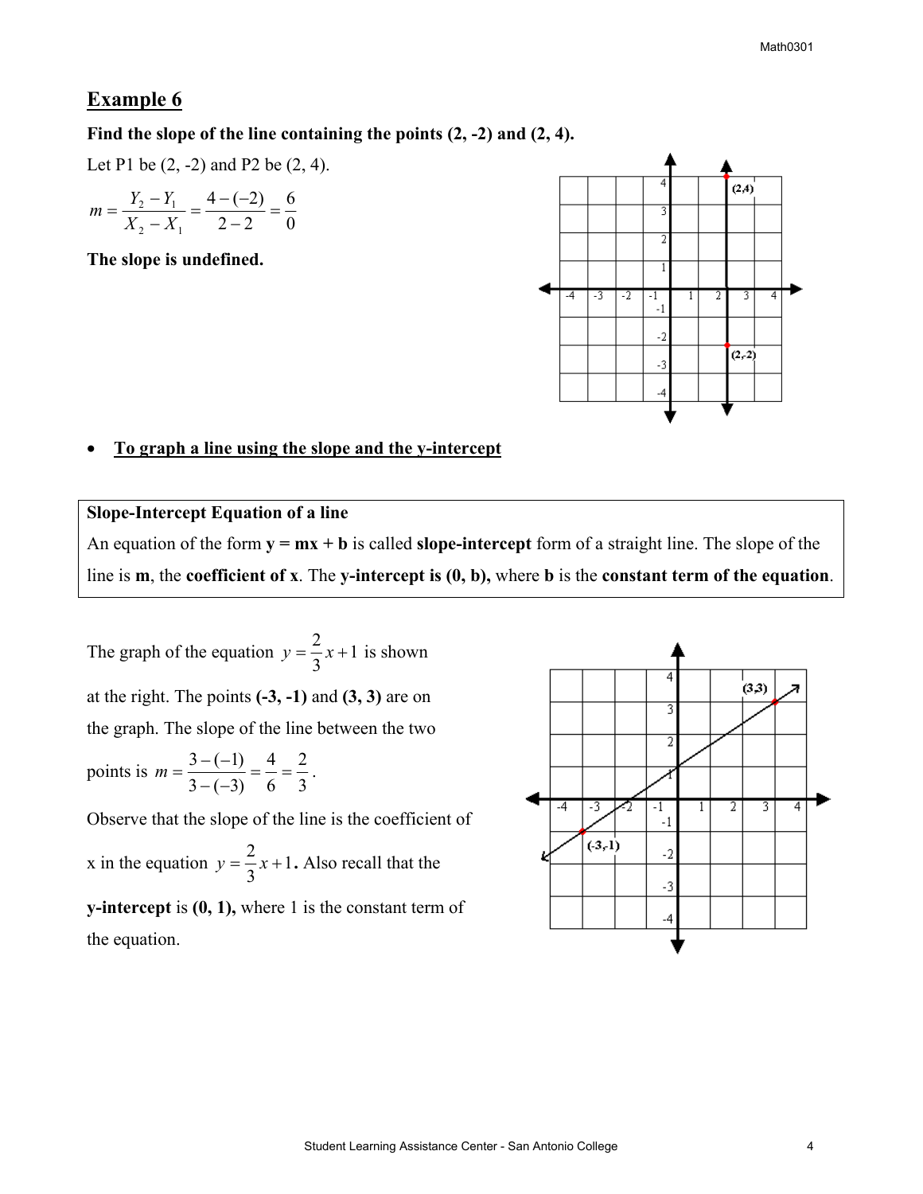## Example 6

**Find the slope of the line containing the points (2, -2) and (2, 4).**

Let P1 be (2, -2) and P2 be (2, 4).

$$m = \frac{Y_2 - Y_1}{X_2 - X_1} = \frac{4 - (-2)}{2 - 2} = \frac{6}{0}$$

**The slope is undefined.**

- **To graph a line using the slope and the y-intercept**

> **Slope-Intercept Equation of a line**
>
> An equation of the form **y = mx + b** is called **slope-intercept** form of a straight line. The slope of the line is **m**, the **coefficient of x**. The **y-intercept is (0, b),** where **b** is the **constant term of the equation**.

The graph of the equation $y = \frac{2}{3}x + 1$ is shown at the right. The points **(-3, -1)** and **(3, 3)** are on the graph. The slope of the line between the two points is $m = \frac{3 - (-1)}{3 - (-3)} = \frac{4}{6} = \frac{2}{3}$.

Observe that the slope of the line is the coefficient of x in the equation $y = \frac{2}{3}x + 1$**.** Also recall that the **y-intercept** is **(0, 1),** where 1 is the constant term of the equation.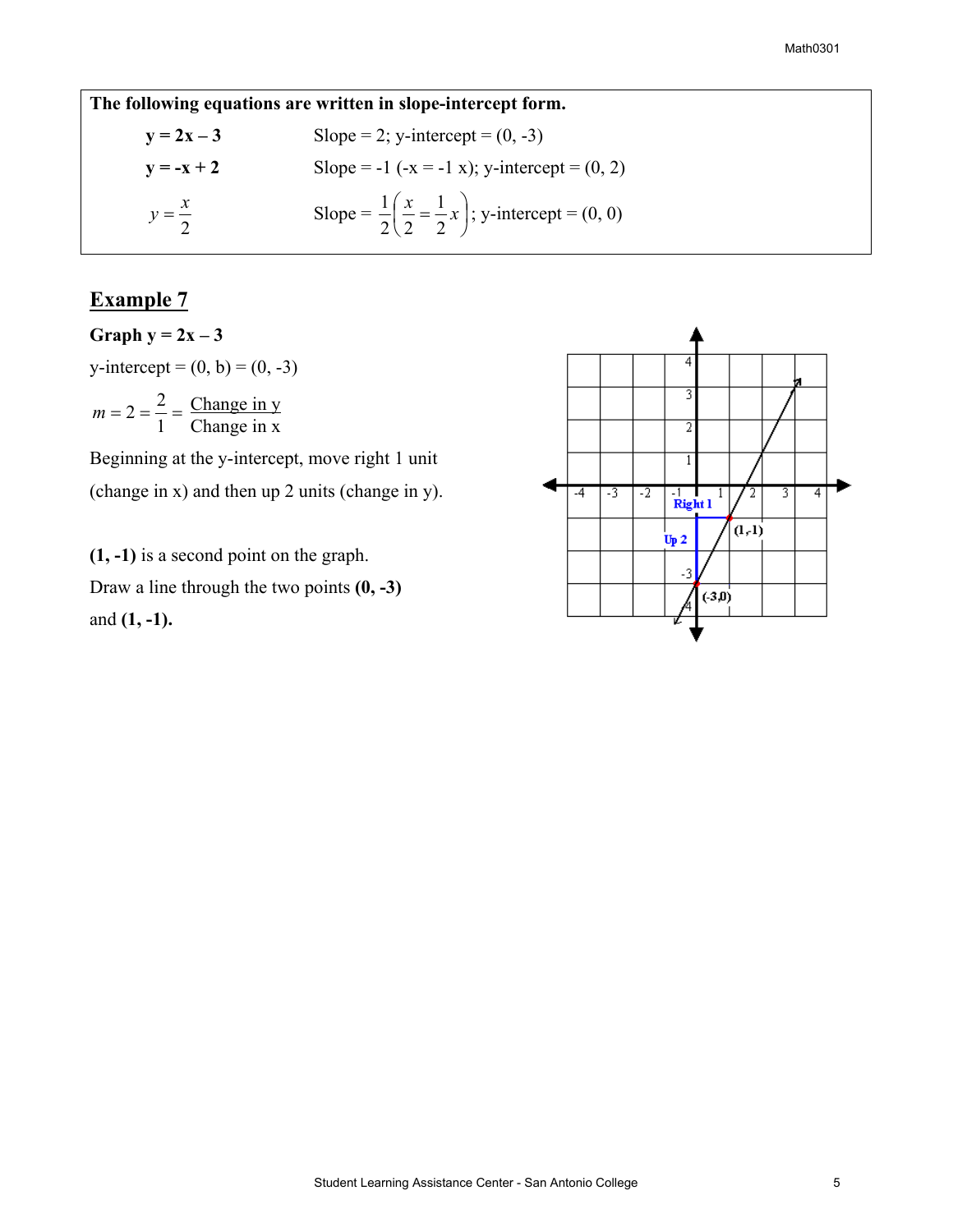**The following equations are written in slope-intercept form.**

| | |
|---|---|
| **y = 2x – 3** | Slope = 2; y-intercept = (0, -3) |
| **y = -x + 2** | Slope = -1 (-x = -1 x); y-intercept = (0, 2) |
| $y = \frac{x}{2}$ | Slope = $\frac{1}{2}\left(\frac{x}{2} = \frac{1}{2}x\right)$; y-intercept = (0, 0) |

## Example 7

**Graph y = 2x – 3**

y-intercept = (0, b) = (0, -3)

$m = 2 = \frac{2}{1} = \frac{\text{Change in y}}{\text{Change in x}}$

Beginning at the y-intercept, move right 1 unit (change in x) and then up 2 units (change in y).

**(1, -1)** is a second point on the graph.

Draw a line through the two points **(0, -3)** and **(1, -1).**

Right 1

Up 2

(1,-1)

(-3,0)

-4 -3 -2 -1 1 2 3 4

4 3 2 1 -3 -4